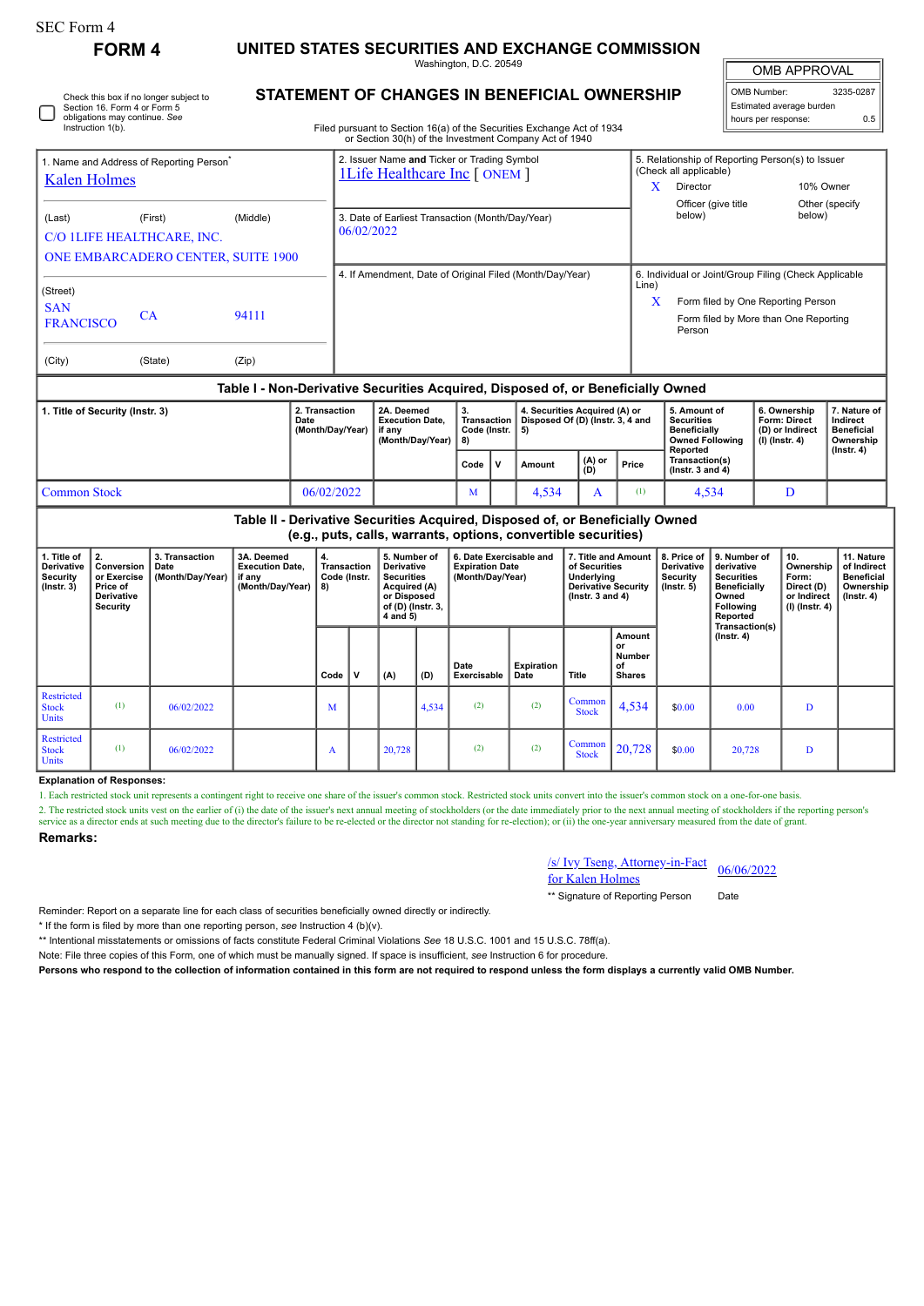SEC Form 4

# FORM 4

# UNITED STATES SECURITIES AND EXCHANGE COMMISSION

Washington, D.C. 20549

## STATEMENT OF CHANGES IN BENEFICIAL OWNERSHIP

Filed pursuant to Section 16(a) of the Securities Exchange Act of 1934 or Section 30(h) of the Investment Company Act of 1940

| OMB APPROVAL | |
|---|---|
| OMB Number: | 3235-0287 |
| Estimated average burden | |
| hours per response: | 0.5 |

☐ Check this box if no longer subject to Section 16. Form 4 or Form 5 obligations may continue. *See* Instruction 1(b).

| | | |
|---|---|---|
| 1. Name and Address of Reporting Person* <br> Kalen Holmes <br> (Last) (First) (Middle) <br> C/O 1LIFE HEALTHCARE, INC. <br> ONE EMBARCADERO CENTER, SUITE 1900 <br> (Street) <br> SAN FRANCISCO CA 94111 <br> (City) (State) (Zip) | 2. Issuer Name **and** Ticker or Trading Symbol <br> 1Life Healthcare Inc [ ONEM ] <br><br> 3. Date of Earliest Transaction (Month/Day/Year) <br> 06/02/2022 <br><br> 4. If Amendment, Date of Original Filed (Month/Day/Year) | 5. Relationship of Reporting Person(s) to Issuer (Check all applicable) <br> X Director <br> 10% Owner <br> Officer (give title below) <br> Other (specify below) <br><br> 6. Individual or Joint/Group Filing (Check Applicable Line) <br> X Form filed by One Reporting Person <br> Form filed by More than One Reporting Person |

### Table I - Non-Derivative Securities Acquired, Disposed of, or Beneficially Owned

| 1. Title of Security (Instr. 3) | 2. Transaction Date (Month/Day/Year) | 2A. Deemed Execution Date, if any (Month/Day/Year) | 3. Transaction Code (Instr. 8) | | 4. Securities Acquired (A) or Disposed Of (D) (Instr. 3, 4 and 5) | | | 5. Amount of Securities Beneficially Owned Following Reported Transaction(s) (Instr. 3 and 4) | 6. Ownership Form: Direct (D) or Indirect (I) (Instr. 4) | 7. Nature of Indirect Beneficial Ownership (Instr. 4) |
|---|---|---|---|---|---|---|---|---|---|---|
| | | | Code | V | Amount | (A) or (D) | Price | | | |
| Common Stock | 06/02/2022 | | M | | 4,534 | A | (1) | 4,534 | D | |

### Table II - Derivative Securities Acquired, Disposed of, or Beneficially Owned (e.g., puts, calls, warrants, options, convertible securities)

| 1. Title of Derivative Security (Instr. 3) | 2. Conversion or Exercise Price of Derivative Security | 3. Transaction Date (Month/Day/Year) | 3A. Deemed Execution Date, if any (Month/Day/Year) | 4. Transaction Code (Instr. 8) | | 5. Number of Derivative Securities Acquired (A) or Disposed of (D) (Instr. 3, 4 and 5) | | 6. Date Exercisable and Expiration Date (Month/Day/Year) | | 7. Title and Amount of Securities Underlying Derivative Security (Instr. 3 and 4) | | 8. Price of Derivative Security (Instr. 5) | 9. Number of derivative Securities Beneficially Owned Following Reported Transaction(s) (Instr. 4) | 10. Ownership Form: Direct (D) or Indirect (I) (Instr. 4) | 11. Nature of Indirect Beneficial Ownership (Instr. 4) |
|---|---|---|---|---|---|---|---|---|---|---|---|---|---|---|---|
| | | | | Code | V | (A) | (D) | Date Exercisable | Expiration Date | Title | Amount or Number of Shares | | | | |
| Restricted Stock Units | (1) | 06/02/2022 | | M | | | 4,534 | (2) | (2) | Common Stock | 4,534 | $0.00 | 0.00 | D | |
| Restricted Stock Units | (1) | 06/02/2022 | | A | | 20,728 | | (2) | (2) | Common Stock | 20,728 | $0.00 | 20,728 | D | |

**Explanation of Responses:**

1. Each restricted stock unit represents a contingent right to receive one share of the issuer's common stock. Restricted stock units convert into the issuer's common stock on a one-for-one basis.

2. The restricted stock units vest on the earlier of (i) the date of the issuer's next annual meeting of stockholders (or the date immediately prior to the next annual meeting of stockholders if the reporting person's service as a director ends at such meeting due to the director's failure to be re-elected or the director not standing for re-election); or (ii) the one-year anniversary measured from the date of grant.

**Remarks:**

/s/ Ivy Tseng, Attorney-in-Fact for Kalen Holmes — 06/06/2022

** Signature of Reporting Person — Date

Reminder: Report on a separate line for each class of securities beneficially owned directly or indirectly.

\* If the form is filed by more than one reporting person, *see* Instruction 4 (b)(v).

** Intentional misstatements or omissions of facts constitute Federal Criminal Violations *See* 18 U.S.C. 1001 and 15 U.S.C. 78ff(a).

Note: File three copies of this Form, one of which must be manually signed. If space is insufficient, *see* Instruction 6 for procedure.

**Persons who respond to the collection of information contained in this form are not required to respond unless the form displays a currently valid OMB Number.**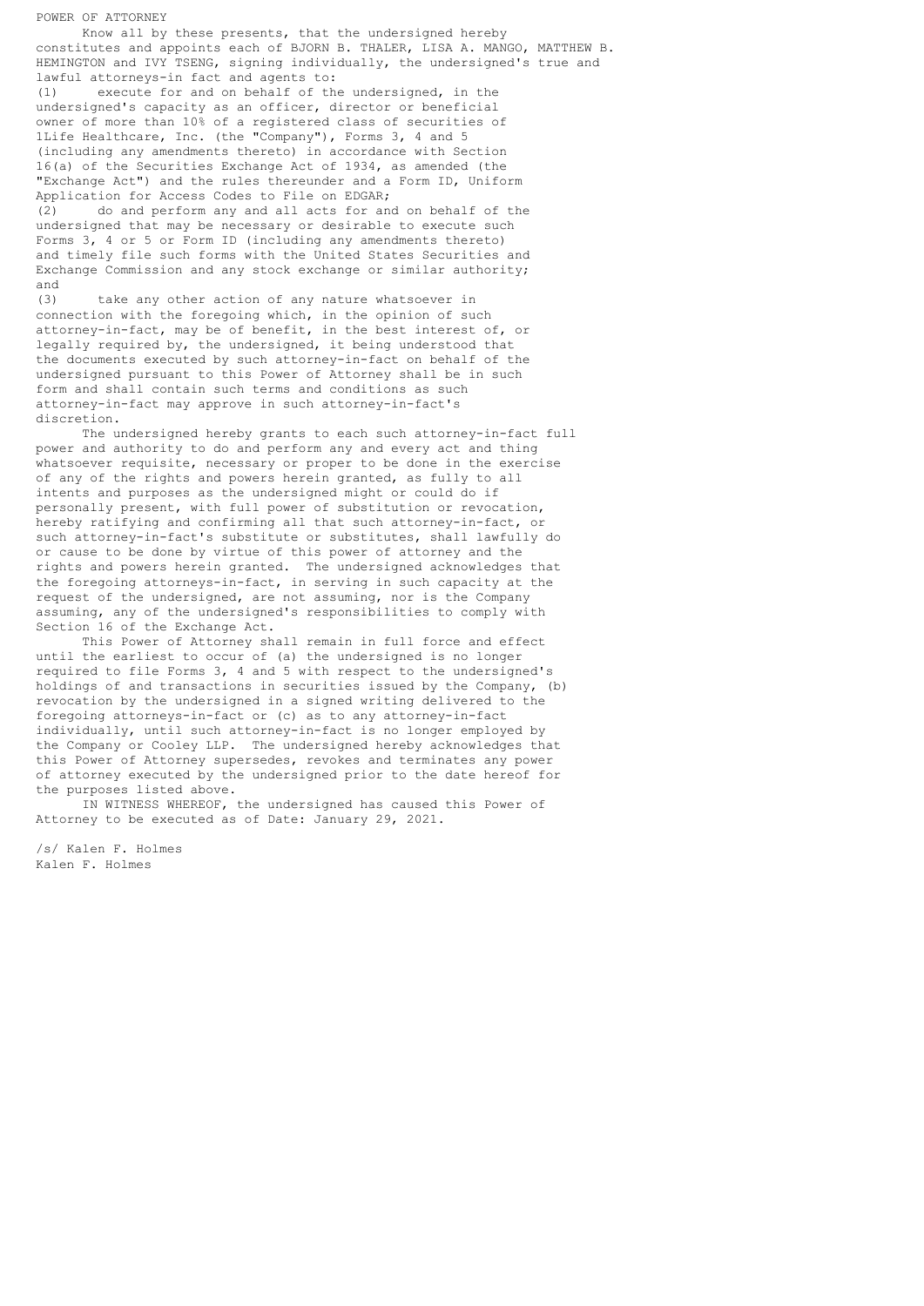POWER OF ATTORNEY

Know all by these presents, that the undersigned hereby constitutes and appoints each of BJORN B. THALER, LISA A. MANGO, MATTHEW B. HEMINGTON and IVY TSENG, signing individually, the undersigned's true and lawful attorneys-in fact and agents to:

(1) execute for and on behalf of the undersigned, in the undersigned's capacity as an officer, director or beneficial owner of more than 10% of a registered class of securities of 1Life Healthcare, Inc. (the "Company"), Forms 3, 4 and 5 (including any amendments thereto) in accordance with Section 16(a) of the Securities Exchange Act of 1934, as amended (the "Exchange Act") and the rules thereunder and a Form ID, Uniform Application for Access Codes to File on EDGAR;

(2) do and perform any and all acts for and on behalf of the undersigned that may be necessary or desirable to execute such Forms 3, 4 or 5 or Form ID (including any amendments thereto) and timely file such forms with the United States Securities and Exchange Commission and any stock exchange or similar authority; and

(3) take any other action of any nature whatsoever in connection with the foregoing which, in the opinion of such attorney-in-fact, may be of benefit, in the best interest of, or legally required by, the undersigned, it being understood that the documents executed by such attorney-in-fact on behalf of the undersigned pursuant to this Power of Attorney shall be in such form and shall contain such terms and conditions as such attorney-in-fact may approve in such attorney-in-fact's discretion.

The undersigned hereby grants to each such attorney-in-fact full power and authority to do and perform any and every act and thing whatsoever requisite, necessary or proper to be done in the exercise of any of the rights and powers herein granted, as fully to all intents and purposes as the undersigned might or could do if personally present, with full power of substitution or revocation, hereby ratifying and confirming all that such attorney-in-fact, or such attorney-in-fact's substitute or substitutes, shall lawfully do or cause to be done by virtue of this power of attorney and the rights and powers herein granted. The undersigned acknowledges that the foregoing attorneys-in-fact, in serving in such capacity at the request of the undersigned, are not assuming, nor is the Company assuming, any of the undersigned's responsibilities to comply with Section 16 of the Exchange Act.

This Power of Attorney shall remain in full force and effect until the earliest to occur of (a) the undersigned is no longer required to file Forms 3, 4 and 5 with respect to the undersigned's holdings of and transactions in securities issued by the Company, (b) revocation by the undersigned in a signed writing delivered to the foregoing attorneys-in-fact or (c) as to any attorney-in-fact individually, until such attorney-in-fact is no longer employed by the Company or Cooley LLP. The undersigned hereby acknowledges that this Power of Attorney supersedes, revokes and terminates any power of attorney executed by the undersigned prior to the date hereof for the purposes listed above.

IN WITNESS WHEREOF, the undersigned has caused this Power of Attorney to be executed as of Date: January 29, 2021.

/s/ Kalen F. Holmes
Kalen F. Holmes